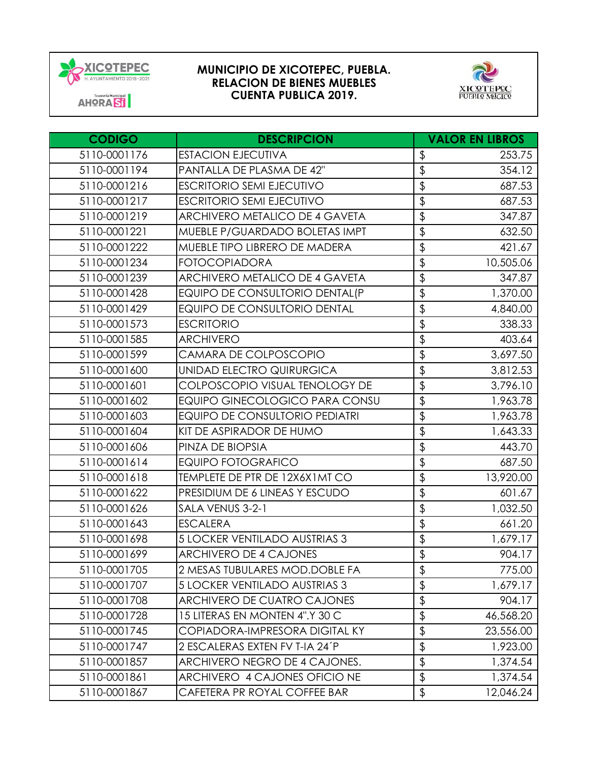# MUNICIPIO DE XICOTEPEC, PUEBLA.
## RELACION DE BIENES MUEBLES
## CUENTA PUBLICA 2019.

| CODIGO | DESCRIPCION | VALOR EN LIBROS |
|---|---|---|
| 5110-0001176 | ESTACION EJECUTIVA | $ 253.75 |
| 5110-0001194 | PANTALLA DE PLASMA DE 42" | $ 354.12 |
| 5110-0001216 | ESCRITORIO SEMI EJECUTIVO | $ 687.53 |
| 5110-0001217 | ESCRITORIO SEMI EJECUTIVO | $ 687.53 |
| 5110-0001219 | ARCHIVERO METALICO DE 4 GAVETA | $ 347.87 |
| 5110-0001221 | MUEBLE P/GUARDADO BOLETAS IMPT | $ 632.50 |
| 5110-0001222 | MUEBLE TIPO LIBRERO DE MADERA | $ 421.67 |
| 5110-0001234 | FOTOCOPIADORA | $ 10,505.06 |
| 5110-0001239 | ARCHIVERO METALICO DE 4 GAVETA | $ 347.87 |
| 5110-0001428 | EQUIPO DE CONSULTORIO DENTAL(P | $ 1,370.00 |
| 5110-0001429 | EQUIPO DE CONSULTORIO DENTAL | $ 4,840.00 |
| 5110-0001573 | ESCRITORIO | $ 338.33 |
| 5110-0001585 | ARCHIVERO | $ 403.64 |
| 5110-0001599 | CAMARA DE COLPOSCOPIO | $ 3,697.50 |
| 5110-0001600 | UNIDAD ELECTRO QUIRURGICA | $ 3,812.53 |
| 5110-0001601 | COLPOSCOPIO VISUAL TENOLOGY DE | $ 3,796.10 |
| 5110-0001602 | EQUIPO GINECOLOGICO PARA CONSU | $ 1,963.78 |
| 5110-0001603 | EQUIPO DE CONSULTORIO PEDIATRI | $ 1,963.78 |
| 5110-0001604 | KIT DE ASPIRADOR DE HUMO | $ 1,643.33 |
| 5110-0001606 | PINZA DE BIOPSIA | $ 443.70 |
| 5110-0001614 | EQUIPO FOTOGRAFICO | $ 687.50 |
| 5110-0001618 | TEMPLETE DE PTR DE 12X6X1MT CO | $ 13,920.00 |
| 5110-0001622 | PRESIDIUM DE 6 LINEAS Y ESCUDO | $ 601.67 |
| 5110-0001626 | SALA VENUS 3-2-1 | $ 1,032.50 |
| 5110-0001643 | ESCALERA | $ 661.20 |
| 5110-0001698 | 5 LOCKER VENTILADO AUSTRIAS 3 | $ 1,679.17 |
| 5110-0001699 | ARCHIVERO DE 4 CAJONES | $ 904.17 |
| 5110-0001705 | 2 MESAS TUBULARES MOD.DOBLE FA | $ 775.00 |
| 5110-0001707 | 5 LOCKER VENTILADO AUSTRIAS 3 | $ 1,679.17 |
| 5110-0001708 | ARCHIVERO DE CUATRO CAJONES | $ 904.17 |
| 5110-0001728 | 15 LITERAS EN MONTEN 4".Y 30 C | $ 46,568.20 |
| 5110-0001745 | COPIADORA-IMPRESORA DIGITAL KY | $ 23,556.00 |
| 5110-0001747 | 2 ESCALERAS EXTEN FV T-IA 24´P | $ 1,923.00 |
| 5110-0001857 | ARCHIVERO NEGRO DE 4 CAJONES. | $ 1,374.54 |
| 5110-0001861 | ARCHIVERO 4 CAJONES OFICIO NE | $ 1,374.54 |
| 5110-0001867 | CAFETERA PR ROYAL COFFEE BAR | $ 12,046.24 |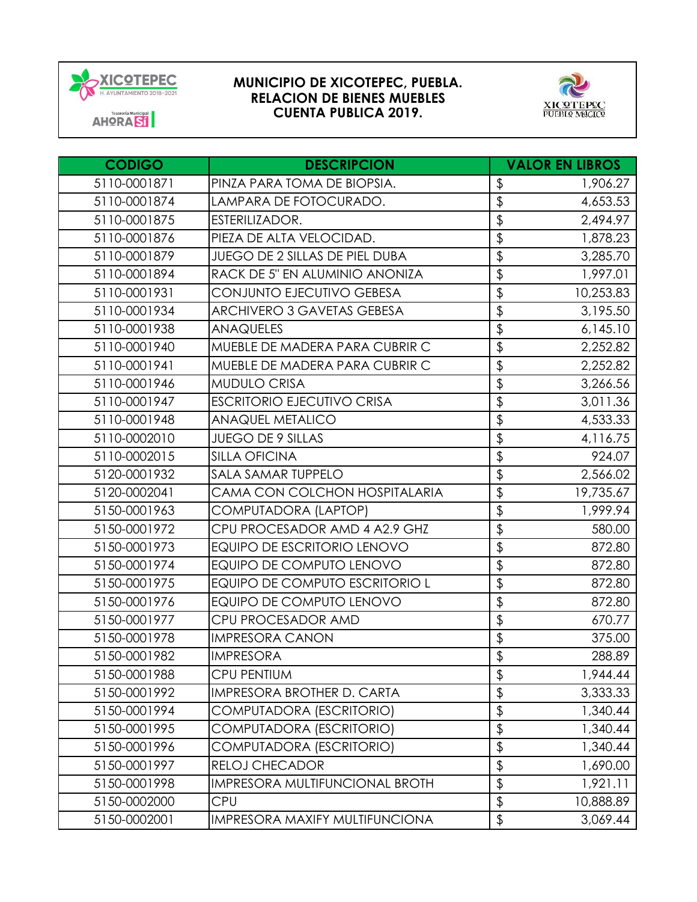# MUNICIPIO DE XICOTEPEC, PUEBLA.
## RELACION DE BIENES MUEBLES
## CUENTA PUBLICA 2019.

| CODIGO | DESCRIPCION | VALOR EN LIBROS |
|---|---|---|
| 5110-0001871 | PINZA PARA TOMA DE BIOPSIA. | $ 1,906.27 |
| 5110-0001874 | LAMPARA DE FOTOCURADO. | $ 4,653.53 |
| 5110-0001875 | ESTERILIZADOR. | $ 2,494.97 |
| 5110-0001876 | PIEZA DE ALTA VELOCIDAD. | $ 1,878.23 |
| 5110-0001879 | JUEGO DE 2 SILLAS DE PIEL DUBA | $ 3,285.70 |
| 5110-0001894 | RACK DE 5" EN ALUMINIO ANONIZA | $ 1,997.01 |
| 5110-0001931 | CONJUNTO EJECUTIVO GEBESA | $ 10,253.83 |
| 5110-0001934 | ARCHIVERO 3 GAVETAS GEBESA | $ 3,195.50 |
| 5110-0001938 | ANAQUELES | $ 6,145.10 |
| 5110-0001940 | MUEBLE DE MADERA PARA CUBRIR C | $ 2,252.82 |
| 5110-0001941 | MUEBLE DE MADERA PARA CUBRIR C | $ 2,252.82 |
| 5110-0001946 | MUDULO CRISA | $ 3,266.56 |
| 5110-0001947 | ESCRITORIO EJECUTIVO CRISA | $ 3,011.36 |
| 5110-0001948 | ANAQUEL METALICO | $ 4,533.33 |
| 5110-0002010 | JUEGO DE 9 SILLAS | $ 4,116.75 |
| 5110-0002015 | SILLA OFICINA | $ 924.07 |
| 5120-0001932 | SALA SAMAR TUPPELO | $ 2,566.02 |
| 5120-0002041 | CAMA CON COLCHON HOSPITALARIA | $ 19,735.67 |
| 5150-0001963 | COMPUTADORA (LAPTOP) | $ 1,999.94 |
| 5150-0001972 | CPU PROCESADOR AMD 4 A2.9 GHZ | $ 580.00 |
| 5150-0001973 | EQUIPO DE ESCRITORIO LENOVO | $ 872.80 |
| 5150-0001974 | EQUIPO DE COMPUTO LENOVO | $ 872.80 |
| 5150-0001975 | EQUIPO DE COMPUTO ESCRITORIO L | $ 872.80 |
| 5150-0001976 | EQUIPO DE COMPUTO LENOVO | $ 872.80 |
| 5150-0001977 | CPU PROCESADOR AMD | $ 670.77 |
| 5150-0001978 | IMPRESORA CANON | $ 375.00 |
| 5150-0001982 | IMPRESORA | $ 288.89 |
| 5150-0001988 | CPU PENTIUM | $ 1,944.44 |
| 5150-0001992 | IMPRESORA BROTHER D. CARTA | $ 3,333.33 |
| 5150-0001994 | COMPUTADORA (ESCRITORIO) | $ 1,340.44 |
| 5150-0001995 | COMPUTADORA (ESCRITORIO) | $ 1,340.44 |
| 5150-0001996 | COMPUTADORA (ESCRITORIO) | $ 1,340.44 |
| 5150-0001997 | RELOJ CHECADOR | $ 1,690.00 |
| 5150-0001998 | IMPRESORA MULTIFUNCIONAL BROTH | $ 1,921.11 |
| 5150-0002000 | CPU | $ 10,888.89 |
| 5150-0002001 | IMPRESORA MAXIFY MULTIFUNCIONA | $ 3,069.44 |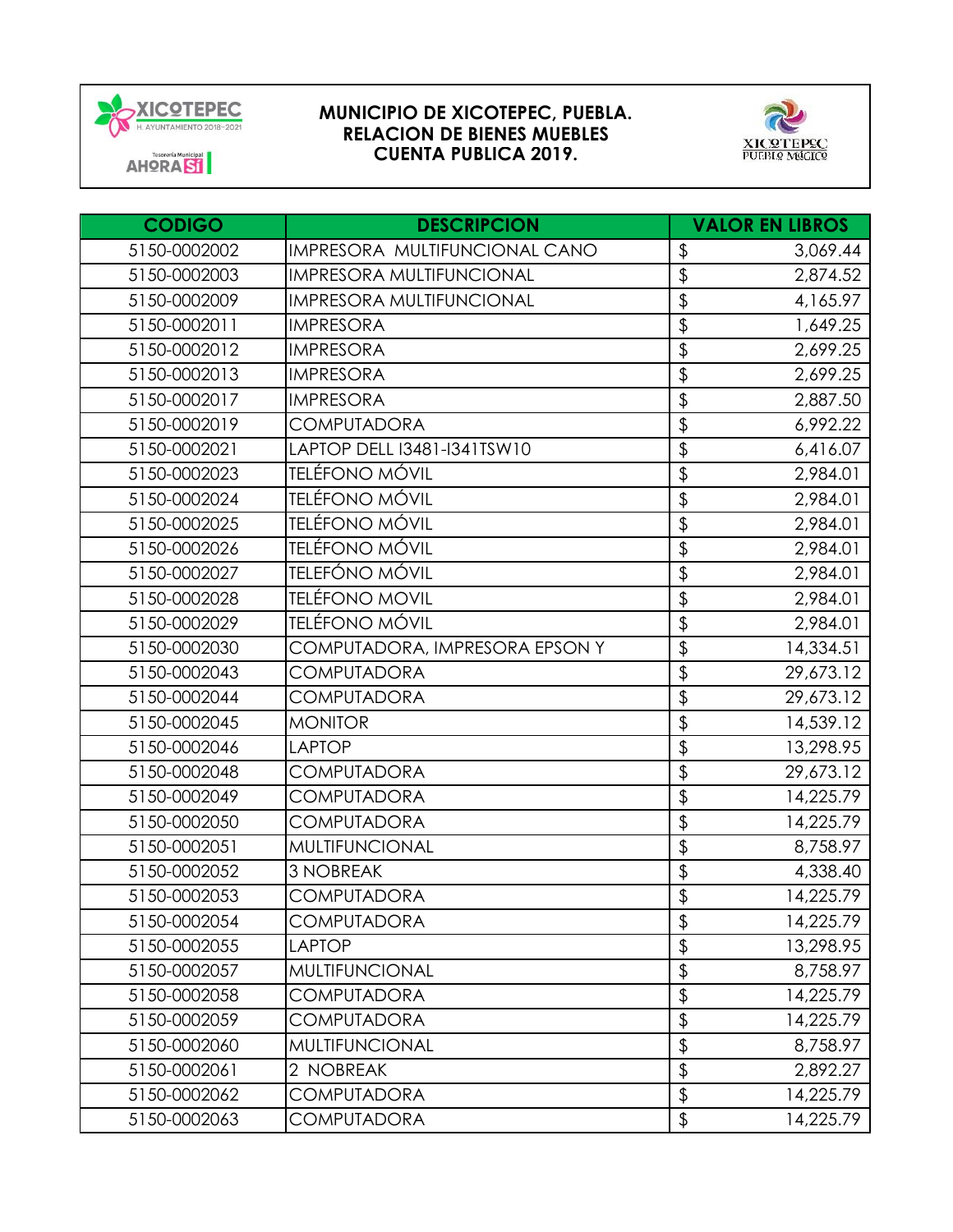# MUNICIPIO DE XICOTEPEC, PUEBLA.
## RELACION DE BIENES MUEBLES
## CUENTA PUBLICA 2019.

| CODIGO | DESCRIPCION | VALOR EN LIBROS | |
|---|---|---|---|
| 5150-0002002 | IMPRESORA MULTIFUNCIONAL CANO | $ | 3,069.44 |
| 5150-0002003 | IMPRESORA MULTIFUNCIONAL | $ | 2,874.52 |
| 5150-0002009 | IMPRESORA MULTIFUNCIONAL | $ | 4,165.97 |
| 5150-0002011 | IMPRESORA | $ | 1,649.25 |
| 5150-0002012 | IMPRESORA | $ | 2,699.25 |
| 5150-0002013 | IMPRESORA | $ | 2,699.25 |
| 5150-0002017 | IMPRESORA | $ | 2,887.50 |
| 5150-0002019 | COMPUTADORA | $ | 6,992.22 |
| 5150-0002021 | LAPTOP DELL I3481-I341TSW10 | $ | 6,416.07 |
| 5150-0002023 | TELÉFONO MÓVIL | $ | 2,984.01 |
| 5150-0002024 | TELÉFONO MÓVIL | $ | 2,984.01 |
| 5150-0002025 | TELÉFONO MÓVIL | $ | 2,984.01 |
| 5150-0002026 | TELÉFONO MÓVIL | $ | 2,984.01 |
| 5150-0002027 | TELEFÓNO MÓVIL | $ | 2,984.01 |
| 5150-0002028 | TELÉFONO MOVIL | $ | 2,984.01 |
| 5150-0002029 | TELÉFONO MÓVIL | $ | 2,984.01 |
| 5150-0002030 | COMPUTADORA, IMPRESORA EPSON Y | $ | 14,334.51 |
| 5150-0002043 | COMPUTADORA | $ | 29,673.12 |
| 5150-0002044 | COMPUTADORA | $ | 29,673.12 |
| 5150-0002045 | MONITOR | $ | 14,539.12 |
| 5150-0002046 | LAPTOP | $ | 13,298.95 |
| 5150-0002048 | COMPUTADORA | $ | 29,673.12 |
| 5150-0002049 | COMPUTADORA | $ | 14,225.79 |
| 5150-0002050 | COMPUTADORA | $ | 14,225.79 |
| 5150-0002051 | MULTIFUNCIONAL | $ | 8,758.97 |
| 5150-0002052 | 3 NOBREAK | $ | 4,338.40 |
| 5150-0002053 | COMPUTADORA | $ | 14,225.79 |
| 5150-0002054 | COMPUTADORA | $ | 14,225.79 |
| 5150-0002055 | LAPTOP | $ | 13,298.95 |
| 5150-0002057 | MULTIFUNCIONAL | $ | 8,758.97 |
| 5150-0002058 | COMPUTADORA | $ | 14,225.79 |
| 5150-0002059 | COMPUTADORA | $ | 14,225.79 |
| 5150-0002060 | MULTIFUNCIONAL | $ | 8,758.97 |
| 5150-0002061 | 2 NOBREAK | $ | 2,892.27 |
| 5150-0002062 | COMPUTADORA | $ | 14,225.79 |
| 5150-0002063 | COMPUTADORA | $ | 14,225.79 |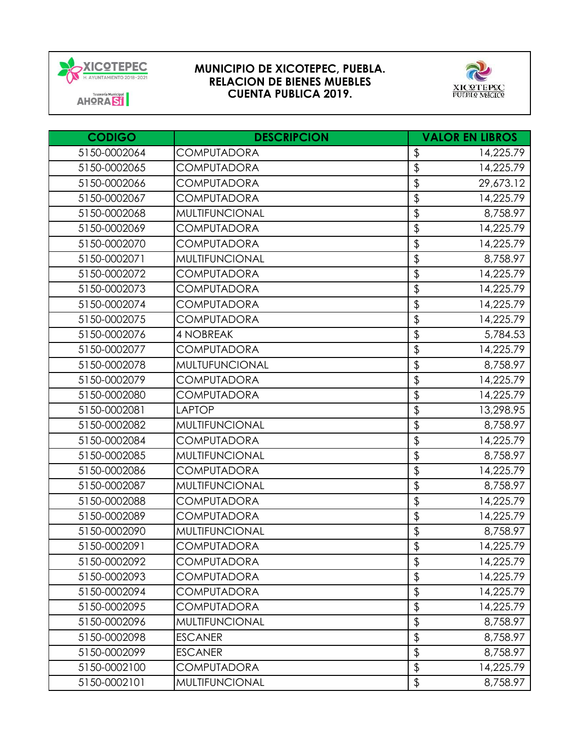# MUNICIPIO DE XICOTEPEC, PUEBLA.
## RELACION DE BIENES MUEBLES
## CUENTA PUBLICA 2019.

| CODIGO | DESCRIPCION | VALOR EN LIBROS |
|---|---|---|
| 5150-0002064 | COMPUTADORA | $ 14,225.79 |
| 5150-0002065 | COMPUTADORA | $ 14,225.79 |
| 5150-0002066 | COMPUTADORA | $ 29,673.12 |
| 5150-0002067 | COMPUTADORA | $ 14,225.79 |
| 5150-0002068 | MULTIFUNCIONAL | $ 8,758.97 |
| 5150-0002069 | COMPUTADORA | $ 14,225.79 |
| 5150-0002070 | COMPUTADORA | $ 14,225.79 |
| 5150-0002071 | MULTIFUNCIONAL | $ 8,758.97 |
| 5150-0002072 | COMPUTADORA | $ 14,225.79 |
| 5150-0002073 | COMPUTADORA | $ 14,225.79 |
| 5150-0002074 | COMPUTADORA | $ 14,225.79 |
| 5150-0002075 | COMPUTADORA | $ 14,225.79 |
| 5150-0002076 | 4 NOBREAK | $ 5,784.53 |
| 5150-0002077 | COMPUTADORA | $ 14,225.79 |
| 5150-0002078 | MULTUFUNCIONAL | $ 8,758.97 |
| 5150-0002079 | COMPUTADORA | $ 14,225.79 |
| 5150-0002080 | COMPUTADORA | $ 14,225.79 |
| 5150-0002081 | LAPTOP | $ 13,298.95 |
| 5150-0002082 | MULTIFUNCIONAL | $ 8,758.97 |
| 5150-0002084 | COMPUTADORA | $ 14,225.79 |
| 5150-0002085 | MULTIFUNCIONAL | $ 8,758.97 |
| 5150-0002086 | COMPUTADORA | $ 14,225.79 |
| 5150-0002087 | MULTIFUNCIONAL | $ 8,758.97 |
| 5150-0002088 | COMPUTADORA | $ 14,225.79 |
| 5150-0002089 | COMPUTADORA | $ 14,225.79 |
| 5150-0002090 | MULTIFUNCIONAL | $ 8,758.97 |
| 5150-0002091 | COMPUTADORA | $ 14,225.79 |
| 5150-0002092 | COMPUTADORA | $ 14,225.79 |
| 5150-0002093 | COMPUTADORA | $ 14,225.79 |
| 5150-0002094 | COMPUTADORA | $ 14,225.79 |
| 5150-0002095 | COMPUTADORA | $ 14,225.79 |
| 5150-0002096 | MULTIFUNCIONAL | $ 8,758.97 |
| 5150-0002098 | ESCANER | $ 8,758.97 |
| 5150-0002099 | ESCANER | $ 8,758.97 |
| 5150-0002100 | COMPUTADORA | $ 14,225.79 |
| 5150-0002101 | MULTIFUNCIONAL | $ 8,758.97 |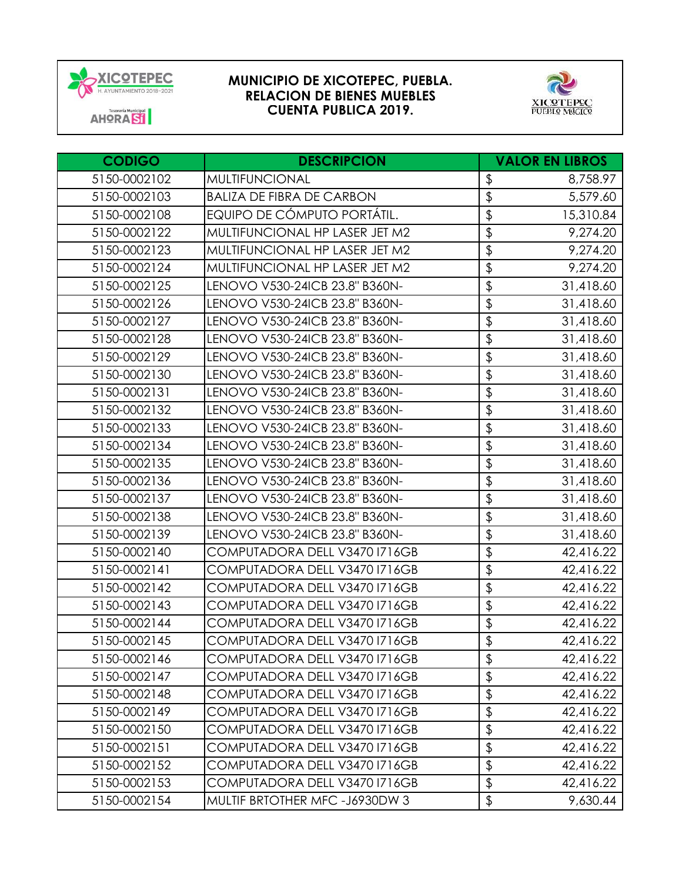**MUNICIPIO DE XICOTEPEC, PUEBLA.**
**RELACION DE BIENES MUEBLES**
**CUENTA PUBLICA 2019.**

| CODIGO | DESCRIPCION | VALOR EN LIBROS |
|---|---|---|
| 5150-0002102 | MULTIFUNCIONAL | $ 8,758.97 |
| 5150-0002103 | BALIZA DE FIBRA DE CARBON | $ 5,579.60 |
| 5150-0002108 | EQUIPO DE CÓMPUTO PORTÁTIL. | $ 15,310.84 |
| 5150-0002122 | MULTIFUNCIONAL HP LASER JET M2 | $ 9,274.20 |
| 5150-0002123 | MULTIFUNCIONAL HP LASER JET M2 | $ 9,274.20 |
| 5150-0002124 | MULTIFUNCIONAL HP LASER JET M2 | $ 9,274.20 |
| 5150-0002125 | LENOVO V530-24ICB 23.8" B360N- | $ 31,418.60 |
| 5150-0002126 | LENOVO V530-24ICB 23.8" B360N- | $ 31,418.60 |
| 5150-0002127 | LENOVO V530-24ICB 23.8" B360N- | $ 31,418.60 |
| 5150-0002128 | LENOVO V530-24ICB 23.8" B360N- | $ 31,418.60 |
| 5150-0002129 | LENOVO V530-24ICB 23.8" B360N- | $ 31,418.60 |
| 5150-0002130 | LENOVO V530-24ICB 23.8" B360N- | $ 31,418.60 |
| 5150-0002131 | LENOVO V530-24ICB 23.8" B360N- | $ 31,418.60 |
| 5150-0002132 | LENOVO V530-24ICB 23.8" B360N- | $ 31,418.60 |
| 5150-0002133 | LENOVO V530-24ICB 23.8" B360N- | $ 31,418.60 |
| 5150-0002134 | LENOVO V530-24ICB 23.8" B360N- | $ 31,418.60 |
| 5150-0002135 | LENOVO V530-24ICB 23.8" B360N- | $ 31,418.60 |
| 5150-0002136 | LENOVO V530-24ICB 23.8" B360N- | $ 31,418.60 |
| 5150-0002137 | LENOVO V530-24ICB 23.8" B360N- | $ 31,418.60 |
| 5150-0002138 | LENOVO V530-24ICB 23.8" B360N- | $ 31,418.60 |
| 5150-0002139 | LENOVO V530-24ICB 23.8" B360N- | $ 31,418.60 |
| 5150-0002140 | COMPUTADORA DELL V3470 I716GB | $ 42,416.22 |
| 5150-0002141 | COMPUTADORA DELL V3470 I716GB | $ 42,416.22 |
| 5150-0002142 | COMPUTADORA DELL V3470 I716GB | $ 42,416.22 |
| 5150-0002143 | COMPUTADORA DELL V3470 I716GB | $ 42,416.22 |
| 5150-0002144 | COMPUTADORA DELL V3470 I716GB | $ 42,416.22 |
| 5150-0002145 | COMPUTADORA DELL V3470 I716GB | $ 42,416.22 |
| 5150-0002146 | COMPUTADORA DELL V3470 I716GB | $ 42,416.22 |
| 5150-0002147 | COMPUTADORA DELL V3470 I716GB | $ 42,416.22 |
| 5150-0002148 | COMPUTADORA DELL V3470 I716GB | $ 42,416.22 |
| 5150-0002149 | COMPUTADORA DELL V3470 I716GB | $ 42,416.22 |
| 5150-0002150 | COMPUTADORA DELL V3470 I716GB | $ 42,416.22 |
| 5150-0002151 | COMPUTADORA DELL V3470 I716GB | $ 42,416.22 |
| 5150-0002152 | COMPUTADORA DELL V3470 I716GB | $ 42,416.22 |
| 5150-0002153 | COMPUTADORA DELL V3470 I716GB | $ 42,416.22 |
| 5150-0002154 | MULTIF BRTOTHER MFC -J6930DW 3 | $ 9,630.44 |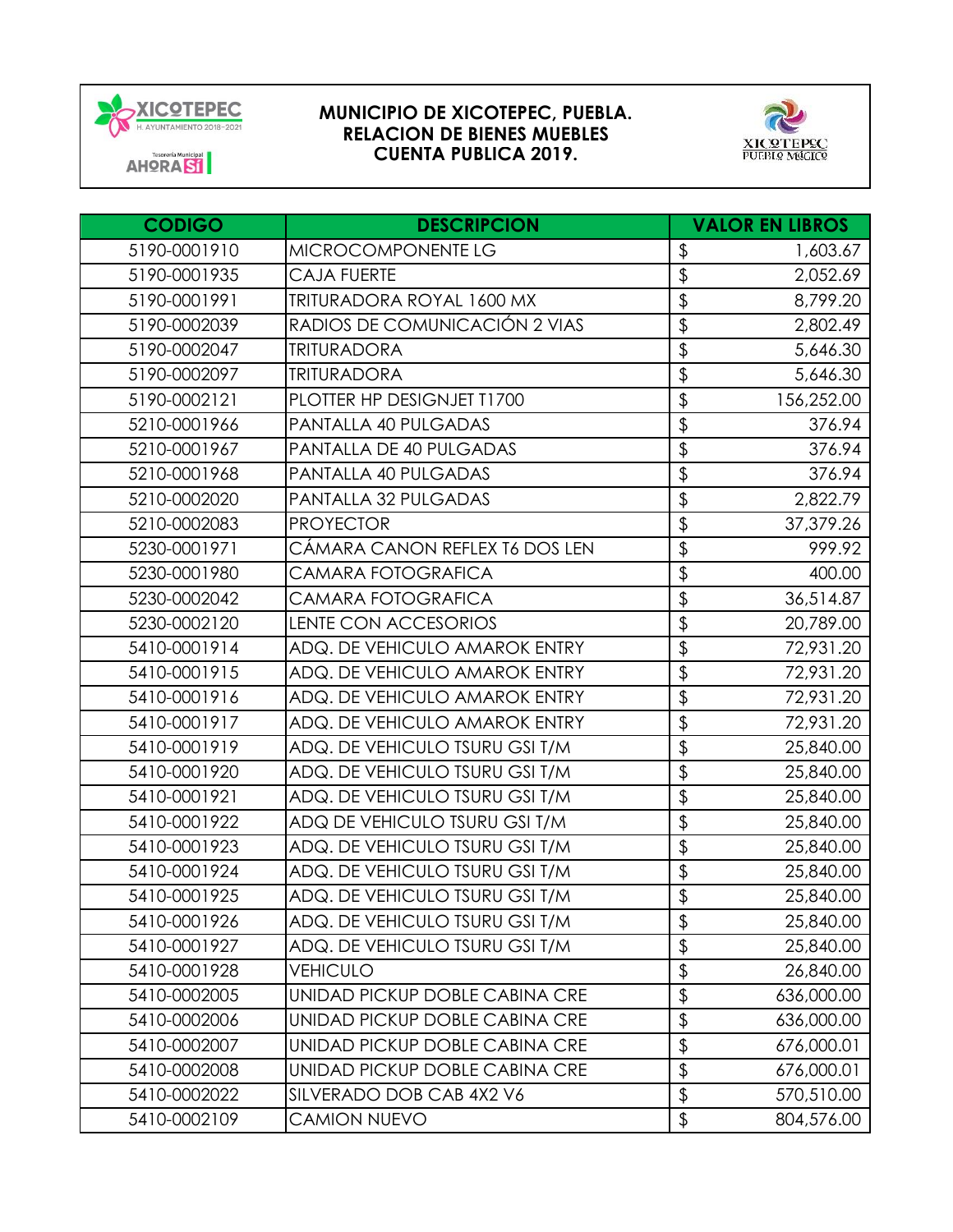**MUNICIPIO DE XICOTEPEC, PUEBLA.**
**RELACION DE BIENES MUEBLES**
**CUENTA PUBLICA 2019.**

| CODIGO | DESCRIPCION | VALOR EN LIBROS |
|---|---|---|
| 5190-0001910 | MICROCOMPONENTE LG | $ 1,603.67 |
| 5190-0001935 | CAJA FUERTE | $ 2,052.69 |
| 5190-0001991 | TRITURADORA ROYAL 1600 MX | $ 8,799.20 |
| 5190-0002039 | RADIOS DE COMUNICACIÓN 2 VIAS | $ 2,802.49 |
| 5190-0002047 | TRITURADORA | $ 5,646.30 |
| 5190-0002097 | TRITURADORA | $ 5,646.30 |
| 5190-0002121 | PLOTTER HP DESIGNJET T1700 | $ 156,252.00 |
| 5210-0001966 | PANTALLA 40 PULGADAS | $ 376.94 |
| 5210-0001967 | PANTALLA DE 40 PULGADAS | $ 376.94 |
| 5210-0001968 | PANTALLA 40 PULGADAS | $ 376.94 |
| 5210-0002020 | PANTALLA 32 PULGADAS | $ 2,822.79 |
| 5210-0002083 | PROYECTOR | $ 37,379.26 |
| 5230-0001971 | CÁMARA CANON REFLEX T6 DOS LEN | $ 999.92 |
| 5230-0001980 | CAMARA FOTOGRAFICA | $ 400.00 |
| 5230-0002042 | CAMARA FOTOGRAFICA | $ 36,514.87 |
| 5230-0002120 | LENTE CON ACCESORIOS | $ 20,789.00 |
| 5410-0001914 | ADQ. DE VEHICULO AMAROK ENTRY | $ 72,931.20 |
| 5410-0001915 | ADQ. DE VEHICULO AMAROK ENTRY | $ 72,931.20 |
| 5410-0001916 | ADQ. DE VEHICULO AMAROK ENTRY | $ 72,931.20 |
| 5410-0001917 | ADQ. DE VEHICULO AMAROK ENTRY | $ 72,931.20 |
| 5410-0001919 | ADQ. DE VEHICULO TSURU GSI T/M | $ 25,840.00 |
| 5410-0001920 | ADQ. DE VEHICULO TSURU GSI T/M | $ 25,840.00 |
| 5410-0001921 | ADQ. DE VEHICULO TSURU GSI T/M | $ 25,840.00 |
| 5410-0001922 | ADQ DE VEHICULO TSURU GSI T/M | $ 25,840.00 |
| 5410-0001923 | ADQ. DE VEHICULO TSURU GSI T/M | $ 25,840.00 |
| 5410-0001924 | ADQ. DE VEHICULO TSURU GSI T/M | $ 25,840.00 |
| 5410-0001925 | ADQ. DE VEHICULO TSURU GSI T/M | $ 25,840.00 |
| 5410-0001926 | ADQ. DE VEHICULO TSURU GSI T/M | $ 25,840.00 |
| 5410-0001927 | ADQ. DE VEHICULO TSURU GSI T/M | $ 25,840.00 |
| 5410-0001928 | VEHICULO | $ 26,840.00 |
| 5410-0002005 | UNIDAD PICKUP DOBLE CABINA CRE | $ 636,000.00 |
| 5410-0002006 | UNIDAD PICKUP DOBLE CABINA CRE | $ 636,000.00 |
| 5410-0002007 | UNIDAD PICKUP DOBLE CABINA CRE | $ 676,000.01 |
| 5410-0002008 | UNIDAD PICKUP DOBLE CABINA CRE | $ 676,000.01 |
| 5410-0002022 | SILVERADO DOB CAB 4X2 V6 | $ 570,510.00 |
| 5410-0002109 | CAMION NUEVO | $ 804,576.00 |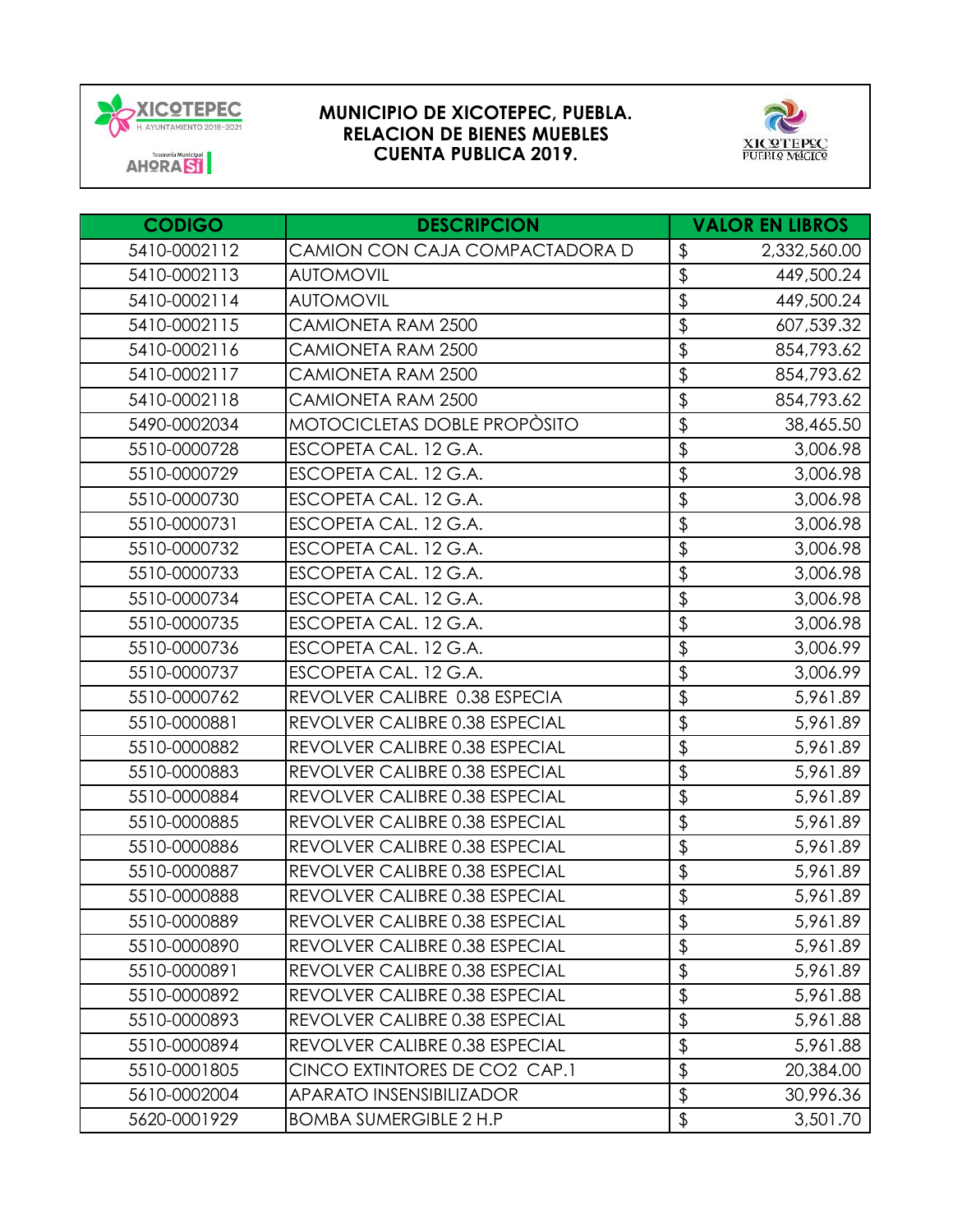# MUNICIPIO DE XICOTEPEC, PUEBLA.
## RELACION DE BIENES MUEBLES
## CUENTA PUBLICA 2019.

| CODIGO | DESCRIPCION | VALOR EN LIBROS | |
|---|---|---|---|
| 5410-0002112 | CAMION CON CAJA COMPACTADORA D | $ | 2,332,560.00 |
| 5410-0002113 | AUTOMOVIL | $ | 449,500.24 |
| 5410-0002114 | AUTOMOVIL | $ | 449,500.24 |
| 5410-0002115 | CAMIONETA RAM 2500 | $ | 607,539.32 |
| 5410-0002116 | CAMIONETA RAM 2500 | $ | 854,793.62 |
| 5410-0002117 | CAMIONETA RAM 2500 | $ | 854,793.62 |
| 5410-0002118 | CAMIONETA RAM 2500 | $ | 854,793.62 |
| 5490-0002034 | MOTOCICLETAS DOBLE PROPÒSITO | $ | 38,465.50 |
| 5510-0000728 | ESCOPETA CAL. 12 G.A. | $ | 3,006.98 |
| 5510-0000729 | ESCOPETA CAL. 12 G.A. | $ | 3,006.98 |
| 5510-0000730 | ESCOPETA CAL. 12 G.A. | $ | 3,006.98 |
| 5510-0000731 | ESCOPETA CAL. 12 G.A. | $ | 3,006.98 |
| 5510-0000732 | ESCOPETA CAL. 12 G.A. | $ | 3,006.98 |
| 5510-0000733 | ESCOPETA CAL. 12 G.A. | $ | 3,006.98 |
| 5510-0000734 | ESCOPETA CAL. 12 G.A. | $ | 3,006.98 |
| 5510-0000735 | ESCOPETA CAL. 12 G.A. | $ | 3,006.98 |
| 5510-0000736 | ESCOPETA CAL. 12 G.A. | $ | 3,006.99 |
| 5510-0000737 | ESCOPETA CAL. 12 G.A. | $ | 3,006.99 |
| 5510-0000762 | REVOLVER CALIBRE 0.38 ESPECIA | $ | 5,961.89 |
| 5510-0000881 | REVOLVER CALIBRE 0.38 ESPECIAL | $ | 5,961.89 |
| 5510-0000882 | REVOLVER CALIBRE 0.38 ESPECIAL | $ | 5,961.89 |
| 5510-0000883 | REVOLVER CALIBRE 0.38 ESPECIAL | $ | 5,961.89 |
| 5510-0000884 | REVOLVER CALIBRE 0.38 ESPECIAL | $ | 5,961.89 |
| 5510-0000885 | REVOLVER CALIBRE 0.38 ESPECIAL | $ | 5,961.89 |
| 5510-0000886 | REVOLVER CALIBRE 0.38 ESPECIAL | $ | 5,961.89 |
| 5510-0000887 | REVOLVER CALIBRE 0.38 ESPECIAL | $ | 5,961.89 |
| 5510-0000888 | REVOLVER CALIBRE 0.38 ESPECIAL | $ | 5,961.89 |
| 5510-0000889 | REVOLVER CALIBRE 0.38 ESPECIAL | $ | 5,961.89 |
| 5510-0000890 | REVOLVER CALIBRE 0.38 ESPECIAL | $ | 5,961.89 |
| 5510-0000891 | REVOLVER CALIBRE 0.38 ESPECIAL | $ | 5,961.89 |
| 5510-0000892 | REVOLVER CALIBRE 0.38 ESPECIAL | $ | 5,961.88 |
| 5510-0000893 | REVOLVER CALIBRE 0.38 ESPECIAL | $ | 5,961.88 |
| 5510-0000894 | REVOLVER CALIBRE 0.38 ESPECIAL | $ | 5,961.88 |
| 5510-0001805 | CINCO EXTINTORES DE CO2 CAP.1 | $ | 20,384.00 |
| 5610-0002004 | APARATO INSENSIBILIZADOR | $ | 30,996.36 |
| 5620-0001929 | BOMBA SUMERGIBLE 2 H.P | $ | 3,501.70 |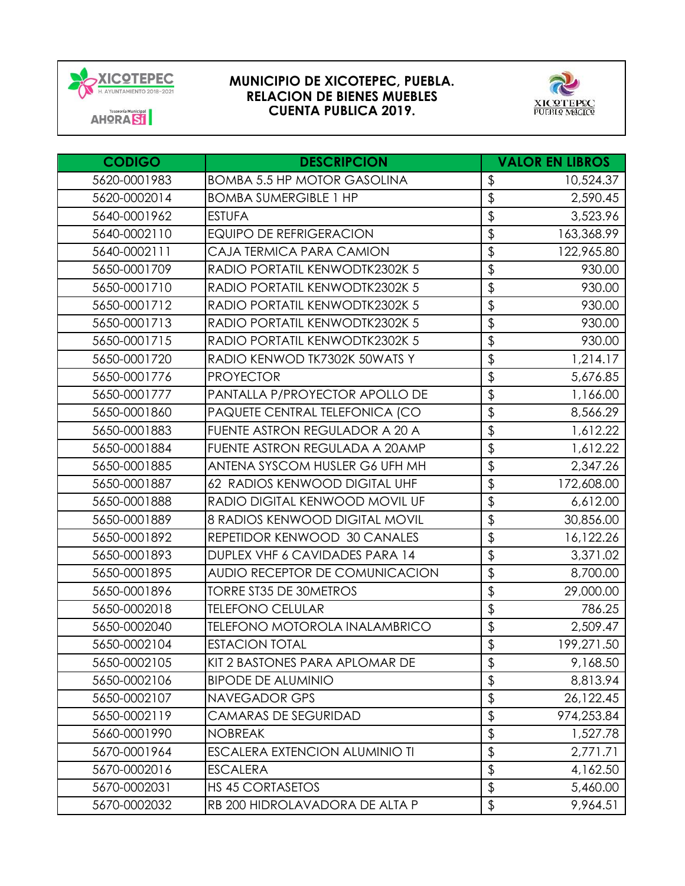**MUNICIPIO DE XICOTEPEC, PUEBLA.**
**RELACION DE BIENES MUEBLES**
**CUENTA PUBLICA 2019.**

| CODIGO | DESCRIPCION | VALOR EN LIBROS |
|---|---|---|
| 5620-0001983 | BOMBA 5.5 HP MOTOR GASOLINA | $ 10,524.37 |
| 5620-0002014 | BOMBA SUMERGIBLE 1 HP | $ 2,590.45 |
| 5640-0001962 | ESTUFA | $ 3,523.96 |
| 5640-0002110 | EQUIPO DE REFRIGERACION | $ 163,368.99 |
| 5640-0002111 | CAJA TERMICA PARA CAMION | $ 122,965.80 |
| 5650-0001709 | RADIO PORTATIL KENWODTK2302K 5 | $ 930.00 |
| 5650-0001710 | RADIO PORTATIL KENWODTK2302K 5 | $ 930.00 |
| 5650-0001712 | RADIO PORTATIL KENWODTK2302K 5 | $ 930.00 |
| 5650-0001713 | RADIO PORTATIL KENWODTK2302K 5 | $ 930.00 |
| 5650-0001715 | RADIO PORTATIL KENWODTK2302K 5 | $ 930.00 |
| 5650-0001720 | RADIO KENWOD TK7302K 50WATS Y | $ 1,214.17 |
| 5650-0001776 | PROYECTOR | $ 5,676.85 |
| 5650-0001777 | PANTALLA P/PROYECTOR APOLLO DE | $ 1,166.00 |
| 5650-0001860 | PAQUETE CENTRAL TELEFONICA (CO | $ 8,566.29 |
| 5650-0001883 | FUENTE ASTRON REGULADOR A 20 A | $ 1,612.22 |
| 5650-0001884 | FUENTE ASTRON REGULADA A 20AMP | $ 1,612.22 |
| 5650-0001885 | ANTENA SYSCOM HUSLER G6 UFH MH | $ 2,347.26 |
| 5650-0001887 | 62 RADIOS KENWOOD DIGITAL UHF | $ 172,608.00 |
| 5650-0001888 | RADIO DIGITAL KENWOOD MOVIL UF | $ 6,612.00 |
| 5650-0001889 | 8 RADIOS KENWOOD DIGITAL MOVIL | $ 30,856.00 |
| 5650-0001892 | REPETIDOR KENWOOD 30 CANALES | $ 16,122.26 |
| 5650-0001893 | DUPLEX VHF 6 CAVIDADES PARA 14 | $ 3,371.02 |
| 5650-0001895 | AUDIO RECEPTOR DE COMUNICACION | $ 8,700.00 |
| 5650-0001896 | TORRE ST35 DE 30METROS | $ 29,000.00 |
| 5650-0002018 | TELEFONO CELULAR | $ 786.25 |
| 5650-0002040 | TELEFONO MOTOROLA INALAMBRICO | $ 2,509.47 |
| 5650-0002104 | ESTACION TOTAL | $ 199,271.50 |
| 5650-0002105 | KIT 2 BASTONES PARA APLOMAR DE | $ 9,168.50 |
| 5650-0002106 | BIPODE DE ALUMINIO | $ 8,813.94 |
| 5650-0002107 | NAVEGADOR GPS | $ 26,122.45 |
| 5650-0002119 | CAMARAS DE SEGURIDAD | $ 974,253.84 |
| 5660-0001990 | NOBREAK | $ 1,527.78 |
| 5670-0001964 | ESCALERA EXTENCION ALUMINIO TI | $ 2,771.71 |
| 5670-0002016 | ESCALERA | $ 4,162.50 |
| 5670-0002031 | HS 45 CORTASETOS | $ 5,460.00 |
| 5670-0002032 | RB 200 HIDROLAVADORA DE ALTA P | $ 9,964.51 |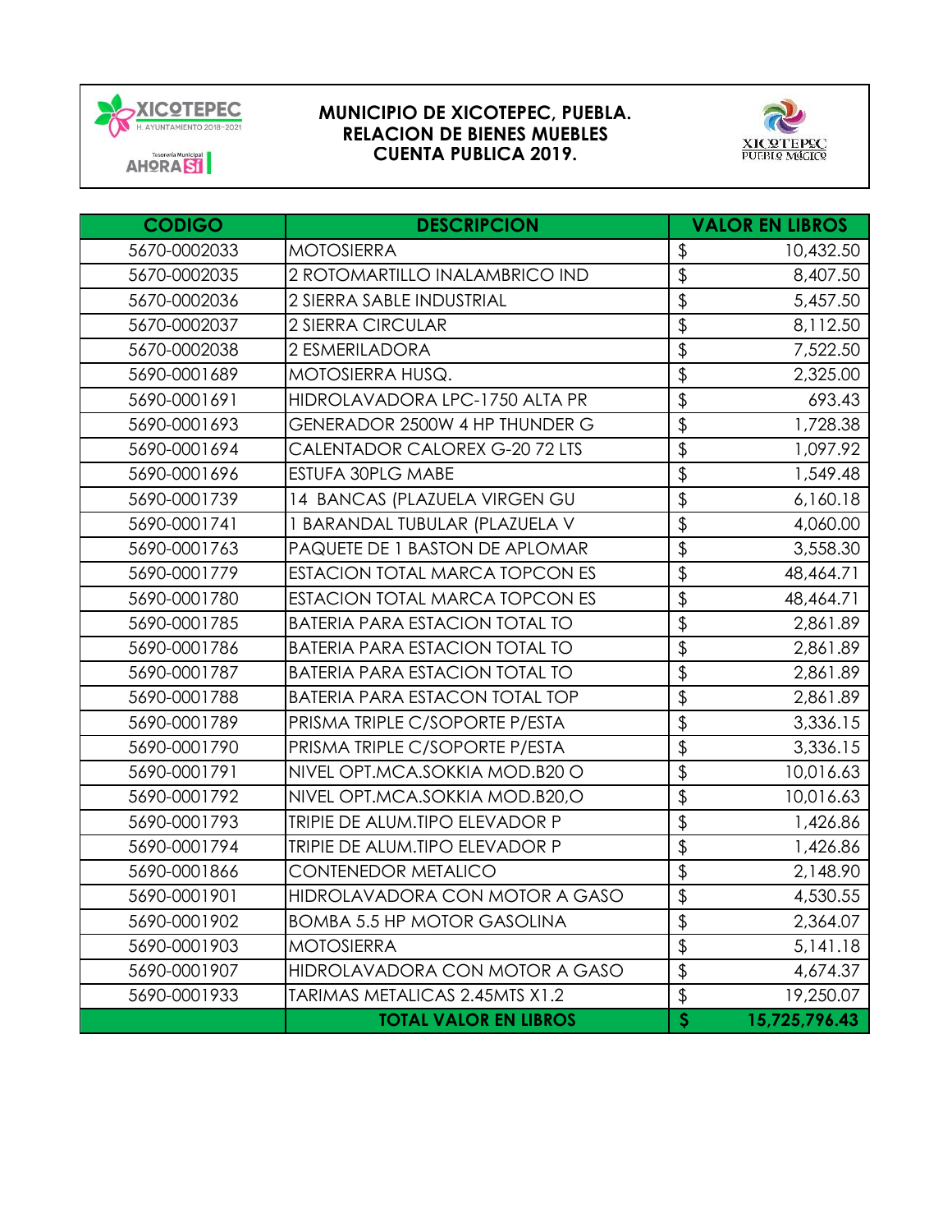**MUNICIPIO DE XICOTEPEC, PUEBLA.**
**RELACION DE BIENES MUEBLES**
**CUENTA PUBLICA 2019.**

| CODIGO | DESCRIPCION | VALOR EN LIBROS |
|---|---|---|
| 5670-0002033 | MOTOSIERRA | $ 10,432.50 |
| 5670-0002035 | 2 ROTOMARTILLO INALAMBRICO IND | $ 8,407.50 |
| 5670-0002036 | 2 SIERRA SABLE INDUSTRIAL | $ 5,457.50 |
| 5670-0002037 | 2 SIERRA CIRCULAR | $ 8,112.50 |
| 5670-0002038 | 2 ESMERILADORA | $ 7,522.50 |
| 5690-0001689 | MOTOSIERRA HUSQ. | $ 2,325.00 |
| 5690-0001691 | HIDROLAVADORA LPC-1750 ALTA PR | $ 693.43 |
| 5690-0001693 | GENERADOR 2500W 4 HP THUNDER G | $ 1,728.38 |
| 5690-0001694 | CALENTADOR CALOREX G-20 72 LTS | $ 1,097.92 |
| 5690-0001696 | ESTUFA 30PLG MABE | $ 1,549.48 |
| 5690-0001739 | 14 BANCAS (PLAZUELA VIRGEN GU | $ 6,160.18 |
| 5690-0001741 | 1 BARANDAL TUBULAR (PLAZUELA V | $ 4,060.00 |
| 5690-0001763 | PAQUETE DE 1 BASTON DE APLOMAR | $ 3,558.30 |
| 5690-0001779 | ESTACION TOTAL MARCA TOPCON ES | $ 48,464.71 |
| 5690-0001780 | ESTACION TOTAL MARCA TOPCON ES | $ 48,464.71 |
| 5690-0001785 | BATERIA PARA ESTACION TOTAL TO | $ 2,861.89 |
| 5690-0001786 | BATERIA PARA ESTACION TOTAL TO | $ 2,861.89 |
| 5690-0001787 | BATERIA PARA ESTACION TOTAL TO | $ 2,861.89 |
| 5690-0001788 | BATERIA PARA ESTACON TOTAL TOP | $ 2,861.89 |
| 5690-0001789 | PRISMA TRIPLE C/SOPORTE P/ESTA | $ 3,336.15 |
| 5690-0001790 | PRISMA TRIPLE C/SOPORTE P/ESTA | $ 3,336.15 |
| 5690-0001791 | NIVEL OPT.MCA.SOKKIA MOD.B20 O | $ 10,016.63 |
| 5690-0001792 | NIVEL OPT.MCA.SOKKIA MOD.B20,O | $ 10,016.63 |
| 5690-0001793 | TRIPIE DE ALUM.TIPO ELEVADOR P | $ 1,426.86 |
| 5690-0001794 | TRIPIE DE ALUM.TIPO ELEVADOR P | $ 1,426.86 |
| 5690-0001866 | CONTENEDOR METALICO | $ 2,148.90 |
| 5690-0001901 | HIDROLAVADORA CON MOTOR A GASO | $ 4,530.55 |
| 5690-0001902 | BOMBA 5.5 HP MOTOR GASOLINA | $ 2,364.07 |
| 5690-0001903 | MOTOSIERRA | $ 5,141.18 |
| 5690-0001907 | HIDROLAVADORA CON MOTOR A GASO | $ 4,674.37 |
| 5690-0001933 | TARIMAS METALICAS 2.45MTS X1.2 | $ 19,250.07 |
| | **TOTAL VALOR EN LIBROS** | **$ 15,725,796.43** |